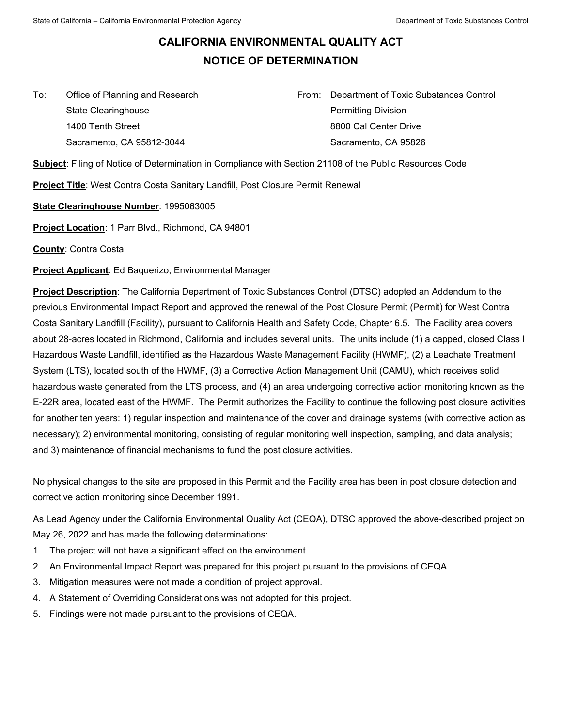# CALIFORNIA ENVIRONMENTAL QUALITY ACT

# NOTICE OF DETERMINATION

To: Office of Planning and Research
State Clearinghouse
1400 Tenth Street
Sacramento, CA 95812-3044

From: Department of Toxic Substances Control
Permitting Division
8800 Cal Center Drive
Sacramento, CA 95826

**Subject**: Filing of Notice of Determination in Compliance with Section 21108 of the Public Resources Code

**Project Title**: West Contra Costa Sanitary Landfill, Post Closure Permit Renewal

**State Clearinghouse Number**: 1995063005

**Project Location**: 1 Parr Blvd., Richmond, CA 94801

**County**: Contra Costa

**Project Applicant**: Ed Baquerizo, Environmental Manager

**Project Description**: The California Department of Toxic Substances Control (DTSC) adopted an Addendum to the previous Environmental Impact Report and approved the renewal of the Post Closure Permit (Permit) for West Contra Costa Sanitary Landfill (Facility), pursuant to California Health and Safety Code, Chapter 6.5. The Facility area covers about 28-acres located in Richmond, California and includes several units. The units include (1) a capped, closed Class I Hazardous Waste Landfill, identified as the Hazardous Waste Management Facility (HWMF), (2) a Leachate Treatment System (LTS), located south of the HWMF, (3) a Corrective Action Management Unit (CAMU), which receives solid hazardous waste generated from the LTS process, and (4) an area undergoing corrective action monitoring known as the E-22R area, located east of the HWMF. The Permit authorizes the Facility to continue the following post closure activities for another ten years: 1) regular inspection and maintenance of the cover and drainage systems (with corrective action as necessary); 2) environmental monitoring, consisting of regular monitoring well inspection, sampling, and data analysis; and 3) maintenance of financial mechanisms to fund the post closure activities.

No physical changes to the site are proposed in this Permit and the Facility area has been in post closure detection and corrective action monitoring since December 1991.

As Lead Agency under the California Environmental Quality Act (CEQA), DTSC approved the above-described project on May 26, 2022 and has made the following determinations:

1. The project will not have a significant effect on the environment.
2. An Environmental Impact Report was prepared for this project pursuant to the provisions of CEQA.
3. Mitigation measures were not made a condition of project approval.
4. A Statement of Overriding Considerations was not adopted for this project.
5. Findings were not made pursuant to the provisions of CEQA.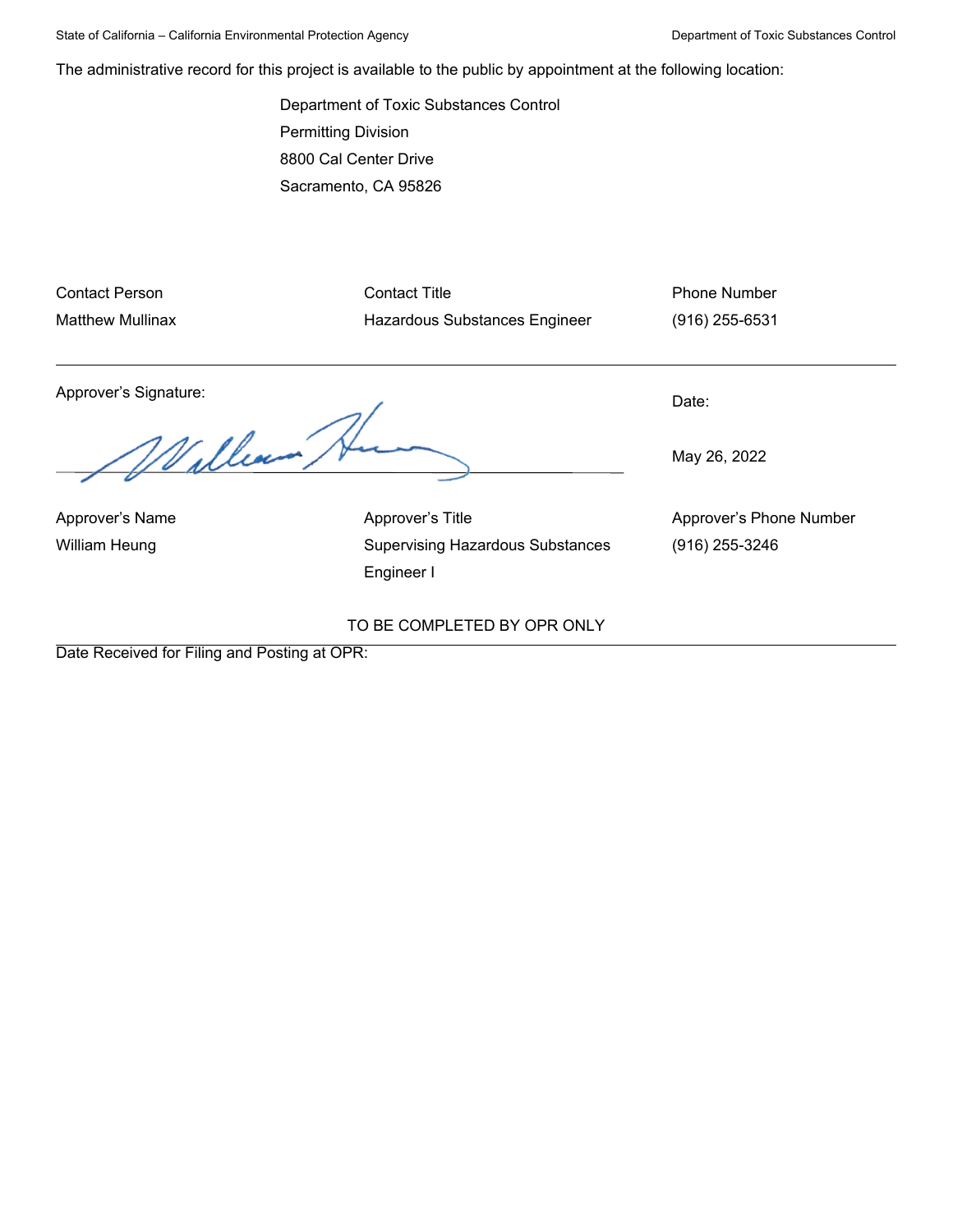The administrative record for this project is available to the public by appointment at the following location:

Department of Toxic Substances Control
Permitting Division
8800 Cal Center Drive
Sacramento, CA 95826

| Contact Person | Contact Title | Phone Number |
|---|---|---|
| Matthew Mullinax | Hazardous Substances Engineer | (916) 255-6531 |

---

Approver's Signature:

Date:

May 26, 2022

| Approver's Name | Approver's Title | Approver's Phone Number |
|---|---|---|
| William Heung | Supervising Hazardous Substances Engineer I | (916) 255-3246 |

TO BE COMPLETED BY OPR ONLY

Date Received for Filing and Posting at OPR: